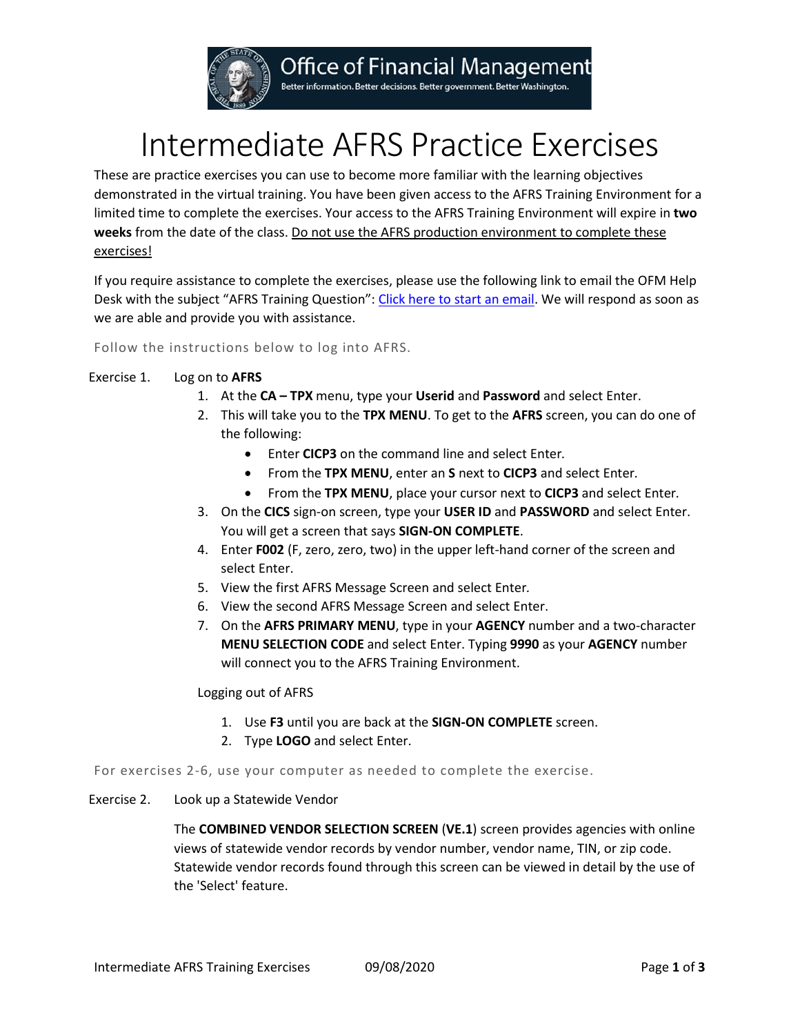# Intermediate AFRS Practice Exercises

These are practice exercises you can use to become more familiar with the learning objectives demonstrated in the virtual training. You have been given access to the AFRS Training Environment for a limited time to complete the exercises. Your access to the AFRS Training Environment will expire in **two weeks** from the date of the class. Do not use the AFRS production environment to complete these exercises!

If you require assistance to complete the exercises, please use the following link to email the OFM Help Desk with the subject "AFRS Training Question": Click here to start an email. We will respond as soon as we are able and provide you with assistance.

Follow the instructions below to log into AFRS.

Exercise 1. Log on to **AFRS**

1. At the **CA – TPX** menu, type your **Userid** and **Password** and select Enter.
2. This will take you to the **TPX MENU**. To get to the **AFRS** screen, you can do one of the following:
   - Enter **CICP3** on the command line and select Enter.
   - From the **TPX MENU**, enter an **S** next to **CICP3** and select Enter.
   - From the **TPX MENU**, place your cursor next to **CICP3** and select Enter.
3. On the **CICS** sign-on screen, type your **USER ID** and **PASSWORD** and select Enter. You will get a screen that says **SIGN-ON COMPLETE**.
4. Enter **F002** (F, zero, zero, two) in the upper left-hand corner of the screen and select Enter.
5. View the first AFRS Message Screen and select Enter.
6. View the second AFRS Message Screen and select Enter.
7. On the **AFRS PRIMARY MENU**, type in your **AGENCY** number and a two-character **MENU SELECTION CODE** and select Enter. Typing **9990** as your **AGENCY** number will connect you to the AFRS Training Environment.

Logging out of AFRS

1. Use **F3** until you are back at the **SIGN-ON COMPLETE** screen.
2. Type **LOGO** and select Enter.

For exercises 2-6, use your computer as needed to complete the exercise.

Exercise 2. Look up a Statewide Vendor

The **COMBINED VENDOR SELECTION SCREEN** (**VE.1**) screen provides agencies with online views of statewide vendor records by vendor number, vendor name, TIN, or zip code. Statewide vendor records found through this screen can be viewed in detail by the use of the 'Select' feature.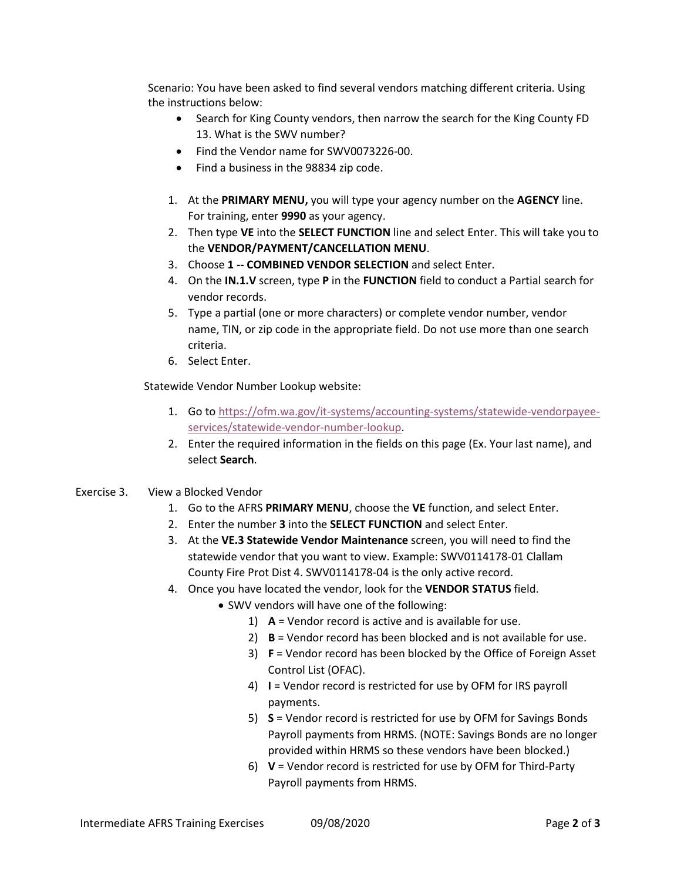Scenario: You have been asked to find several vendors matching different criteria. Using the instructions below:

- Search for King County vendors, then narrow the search for the King County FD 13. What is the SWV number?
- Find the Vendor name for SWV0073226-00.
- Find a business in the 98834 zip code.

1. At the **PRIMARY MENU,** you will type your agency number on the **AGENCY** line. For training, enter **9990** as your agency.
2. Then type **VE** into the **SELECT FUNCTION** line and select Enter. This will take you to the **VENDOR/PAYMENT/CANCELLATION MENU**.
3. Choose **1 -- COMBINED VENDOR SELECTION** and select Enter.
4. On the **IN.1.V** screen, type **P** in the **FUNCTION** field to conduct a Partial search for vendor records.
5. Type a partial (one or more characters) or complete vendor number, vendor name, TIN, or zip code in the appropriate field. Do not use more than one search criteria.
6. Select Enter.

Statewide Vendor Number Lookup website:

1. Go to [https://ofm.wa.gov/it-systems/accounting-systems/statewide-vendorpayee-services/statewide-vendor-number-lookup](https://ofm.wa.gov/it-systems/accounting-systems/statewide-vendorpayee-services/statewide-vendor-number-lookup).
2. Enter the required information in the fields on this page (Ex. Your last name), and select **Search**.

## Exercise 3. View a Blocked Vendor

1. Go to the AFRS **PRIMARY MENU**, choose the **VE** function, and select Enter.
2. Enter the number **3** into the **SELECT FUNCTION** and select Enter.
3. At the **VE.3 Statewide Vendor Maintenance** screen, you will need to find the statewide vendor that you want to view. Example: SWV0114178-01 Clallam County Fire Prot Dist 4. SWV0114178-04 is the only active record.
4. Once you have located the vendor, look for the **VENDOR STATUS** field.
   - SWV vendors will have one of the following:
     1) **A** = Vendor record is active and is available for use.
     2) **B** = Vendor record has been blocked and is not available for use.
     3) **F** = Vendor record has been blocked by the Office of Foreign Asset Control List (OFAC).
     4) **I** = Vendor record is restricted for use by OFM for IRS payroll payments.
     5) **S** = Vendor record is restricted for use by OFM for Savings Bonds Payroll payments from HRMS. (NOTE: Savings Bonds are no longer provided within HRMS so these vendors have been blocked.)
     6) **V** = Vendor record is restricted for use by OFM for Third-Party Payroll payments from HRMS.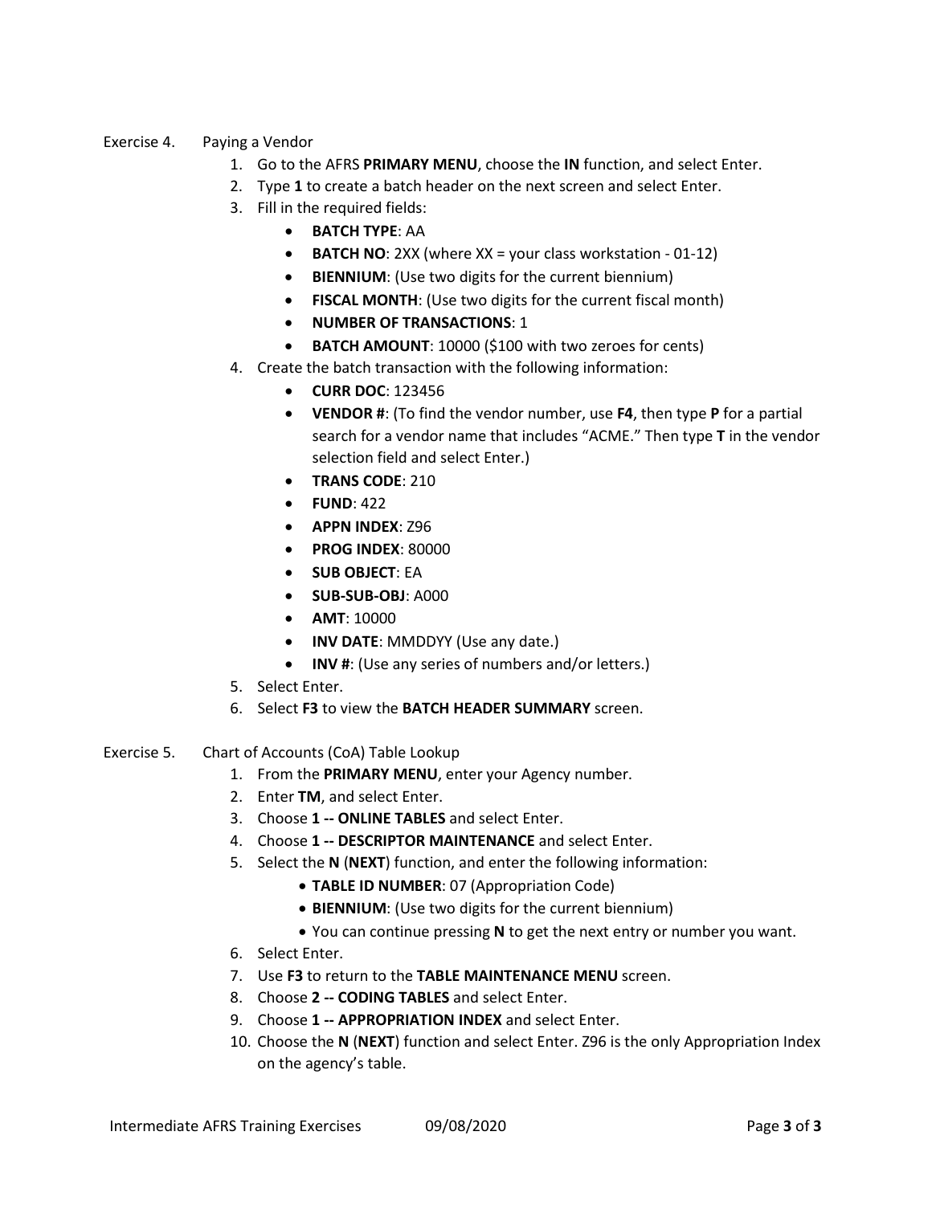Exercise 4. Paying a Vendor

1. Go to the AFRS **PRIMARY MENU**, choose the **IN** function, and select Enter.
2. Type **1** to create a batch header on the next screen and select Enter.
3. Fill in the required fields:
   - **BATCH TYPE**: AA
   - **BATCH NO**: 2XX (where XX = your class workstation - 01-12)
   - **BIENNIUM**: (Use two digits for the current biennium)
   - **FISCAL MONTH**: (Use two digits for the current fiscal month)
   - **NUMBER OF TRANSACTIONS**: 1
   - **BATCH AMOUNT**: 10000 ($100 with two zeroes for cents)
4. Create the batch transaction with the following information:
   - **CURR DOC**: 123456
   - **VENDOR #**: (To find the vendor number, use **F4**, then type **P** for a partial search for a vendor name that includes "ACME." Then type **T** in the vendor selection field and select Enter.)
   - **TRANS CODE**: 210
   - **FUND**: 422
   - **APPN INDEX**: Z96
   - **PROG INDEX**: 80000
   - **SUB OBJECT**: EA
   - **SUB-SUB-OBJ**: A000
   - **AMT**: 10000
   - **INV DATE**: MMDDYY (Use any date.)
   - **INV #**: (Use any series of numbers and/or letters.)
5. Select Enter.
6. Select **F3** to view the **BATCH HEADER SUMMARY** screen.

Exercise 5. Chart of Accounts (CoA) Table Lookup

1. From the **PRIMARY MENU**, enter your Agency number.
2. Enter **TM**, and select Enter.
3. Choose **1 -- ONLINE TABLES** and select Enter.
4. Choose **1 -- DESCRIPTOR MAINTENANCE** and select Enter.
5. Select the **N** (**NEXT**) function, and enter the following information:
   - **TABLE ID NUMBER**: 07 (Appropriation Code)
   - **BIENNIUM**: (Use two digits for the current biennium)
   - You can continue pressing **N** to get the next entry or number you want.
6. Select Enter.
7. Use **F3** to return to the **TABLE MAINTENANCE MENU** screen.
8. Choose **2 -- CODING TABLES** and select Enter.
9. Choose **1 -- APPROPRIATION INDEX** and select Enter.
10. Choose the **N** (**NEXT**) function and select Enter. Z96 is the only Appropriation Index on the agency's table.